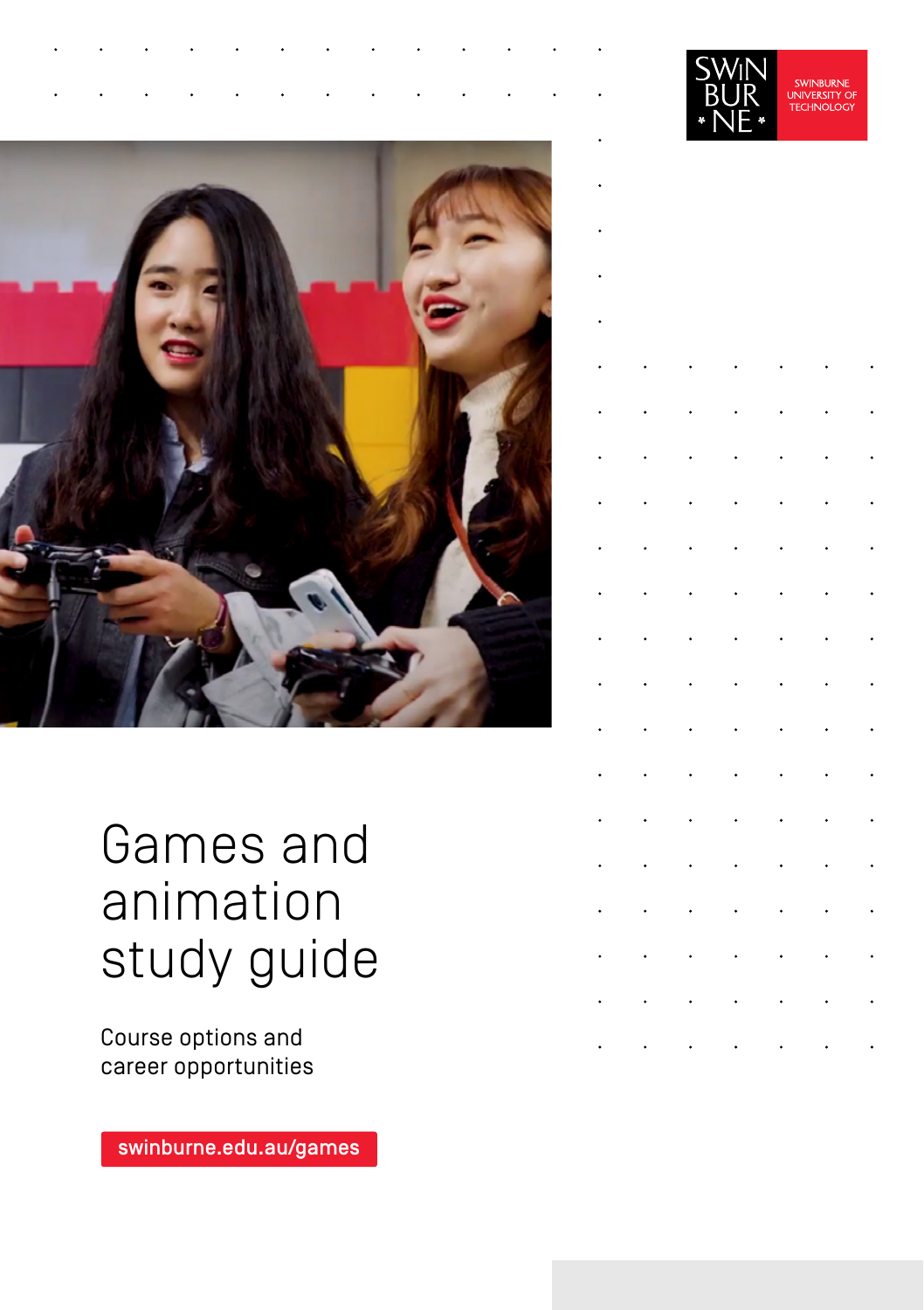SWINBURNE UNIVERSITY OF TECHNOLOGY

# Games and animation study guide

Course options and career opportunities

swinburne.edu.au/games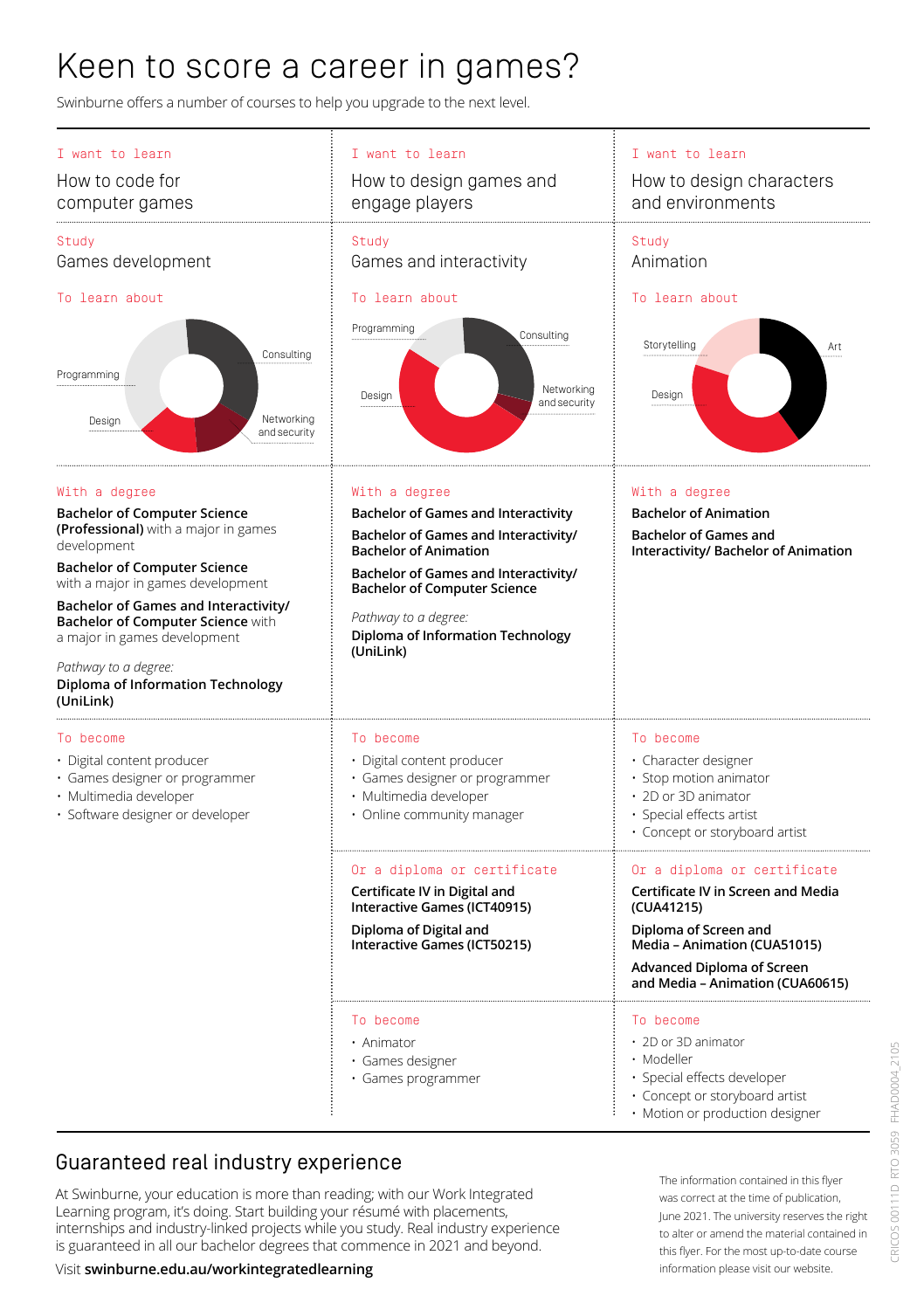# Keen to score a career in games?

Swinburne offers a number of courses to help you upgrade to the next level.

I want to learn

How to code for computer games

Study

Games development

To learn about

Programming
Consulting
Design
Networking and security

With a degree

**Bachelor of Computer Science (Professional)** with a major in games development

**Bachelor of Computer Science** with a major in games development

**Bachelor of Games and Interactivity/ Bachelor of Computer Science** with a major in games development

*Pathway to a degree:*
**Diploma of Information Technology (UniLink)**

To become

- Digital content producer
- Games designer or programmer
- Multimedia developer
- Software designer or developer

I want to learn

How to design games and engage players

Study

Games and interactivity

To learn about

Programming
Consulting
Design
Networking and security

With a degree

**Bachelor of Games and Interactivity**

**Bachelor of Games and Interactivity/ Bachelor of Animation**

**Bachelor of Games and Interactivity/ Bachelor of Computer Science**

*Pathway to a degree:*
**Diploma of Information Technology (UniLink)**

To become

- Digital content producer
- Games designer or programmer
- Multimedia developer
- Online community manager

Or a diploma or certificate

**Certificate IV in Digital and Interactive Games (ICT40915)**

**Diploma of Digital and Interactive Games (ICT50215)**

To become

- Animator
- Games designer
- Games programmer

I want to learn

How to design characters and environments

Study

Animation

To learn about

Storytelling
Art
Design

With a degree

**Bachelor of Animation**

**Bachelor of Games and Interactivity/ Bachelor of Animation**

To become

- Character designer
- Stop motion animator
- 2D or 3D animator
- Special effects artist
- Concept or storyboard artist

Or a diploma or certificate

**Certificate IV in Screen and Media (CUA41215)**

**Diploma of Screen and Media – Animation (CUA51015)**

**Advanced Diploma of Screen and Media – Animation (CUA60615)**

To become

- 2D or 3D animator
- Modeller
- Special effects developer
- Concept or storyboard artist
- Motion or production designer

## Guaranteed real industry experience

At Swinburne, your education is more than reading; with our Work Integrated Learning program, it's doing. Start building your résumé with placements, internships and industry-linked projects while you study. Real industry experience is guaranteed in all our bachelor degrees that commence in 2021 and beyond.

Visit **swinburne.edu.au/workintegratedlearning**

The information contained in this flyer was correct at the time of publication, June 2021. The university reserves the right to alter or amend the material contained in this flyer. For the most up-to-date course information please visit our website.

CRICOS 00111D RTO 3059 FHAD0004_2105